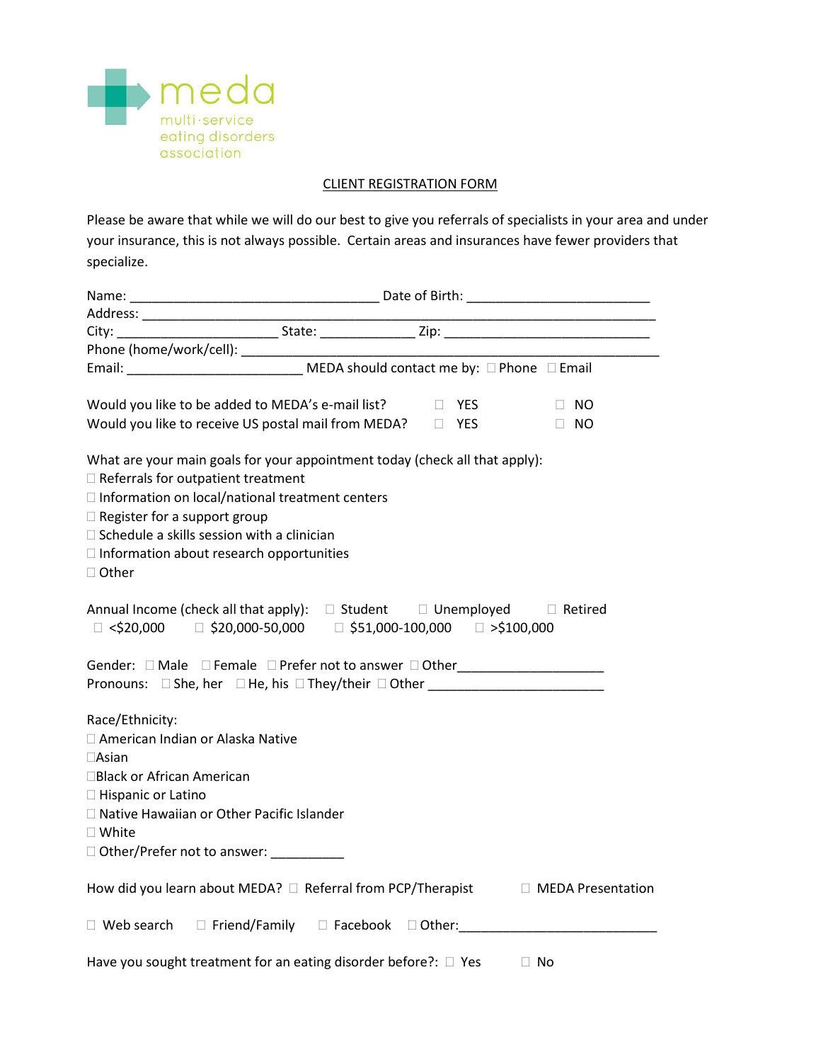meda
multi·service
eating disorders
association

# CLIENT REGISTRATION FORM

Please be aware that while we will do our best to give you referrals of specialists in your area and under your insurance, this is not always possible. Certain areas and insurances have fewer providers that specialize.

Name: __________________________________ Date of Birth: _________________________
Address: ______________________________________________________________________
City: ______________________ State: _____________ Zip: ____________________________
Phone (home/work/cell): __________________________________________________________
Email: ________________________ MEDA should contact me by: ☐ Phone ☐ Email

Would you like to be added to MEDA's e-mail list? ☐ YES ☐ NO
Would you like to receive US postal mail from MEDA? ☐ YES ☐ NO

What are your main goals for your appointment today (check all that apply):
☐ Referrals for outpatient treatment
☐ Information on local/national treatment centers
☐ Register for a support group
☐ Schedule a skills session with a clinician
☐ Information about research opportunities
☐ Other

Annual Income (check all that apply): ☐ Student ☐ Unemployed ☐ Retired
☐ <$20,000 ☐ $20,000-50,000 ☐ $51,000-100,000 ☐ >$100,000

Gender: ☐ Male ☐ Female ☐ Prefer not to answer ☐ Other____________________
Pronouns: ☐ She, her ☐ He, his ☐ They/their ☐ Other ________________________

Race/Ethnicity:
☐ American Indian or Alaska Native
☐Asian
☐Black or African American
☐ Hispanic or Latino
☐ Native Hawaiian or Other Pacific Islander
☐ White
☐ Other/Prefer not to answer: __________

How did you learn about MEDA? ☐ Referral from PCP/Therapist ☐ MEDA Presentation

☐ Web search ☐ Friend/Family ☐ Facebook ☐ Other:___________________________

Have you sought treatment for an eating disorder before?: ☐ Yes ☐ No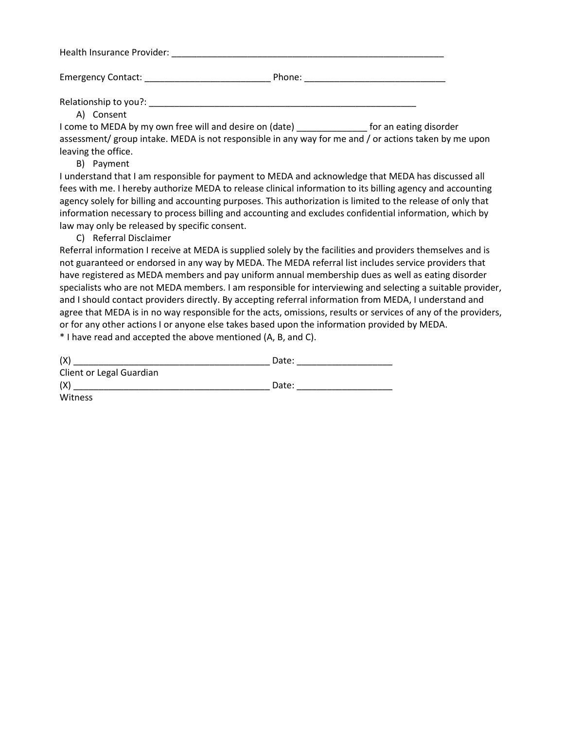Health Insurance Provider: _______________________________________________________

Emergency Contact: _________________________ Phone: ____________________________

Relationship to you?: ______________________________________________________

A) Consent

I come to MEDA by my own free will and desire on (date) ______________ for an eating disorder assessment/ group intake. MEDA is not responsible in any way for me and / or actions taken by me upon leaving the office.

B) Payment

I understand that I am responsible for payment to MEDA and acknowledge that MEDA has discussed all fees with me. I hereby authorize MEDA to release clinical information to its billing agency and accounting agency solely for billing and accounting purposes. This authorization is limited to the release of only that information necessary to process billing and accounting and excludes confidential information, which by law may only be released by specific consent.

C) Referral Disclaimer

Referral information I receive at MEDA is supplied solely by the facilities and providers themselves and is not guaranteed or endorsed in any way by MEDA. The MEDA referral list includes service providers that have registered as MEDA members and pay uniform annual membership dues as well as eating disorder specialists who are not MEDA members. I am responsible for interviewing and selecting a suitable provider, and I should contact providers directly. By accepting referral information from MEDA, I understand and agree that MEDA is in no way responsible for the acts, omissions, results or services of any of the providers, or for any other actions I or anyone else takes based upon the information provided by MEDA.

* I have read and accepted the above mentioned (A, B, and C).

(X) _______________________________________ Date: ___________________

Client or Legal Guardian

(X) _______________________________________ Date: ___________________

Witness